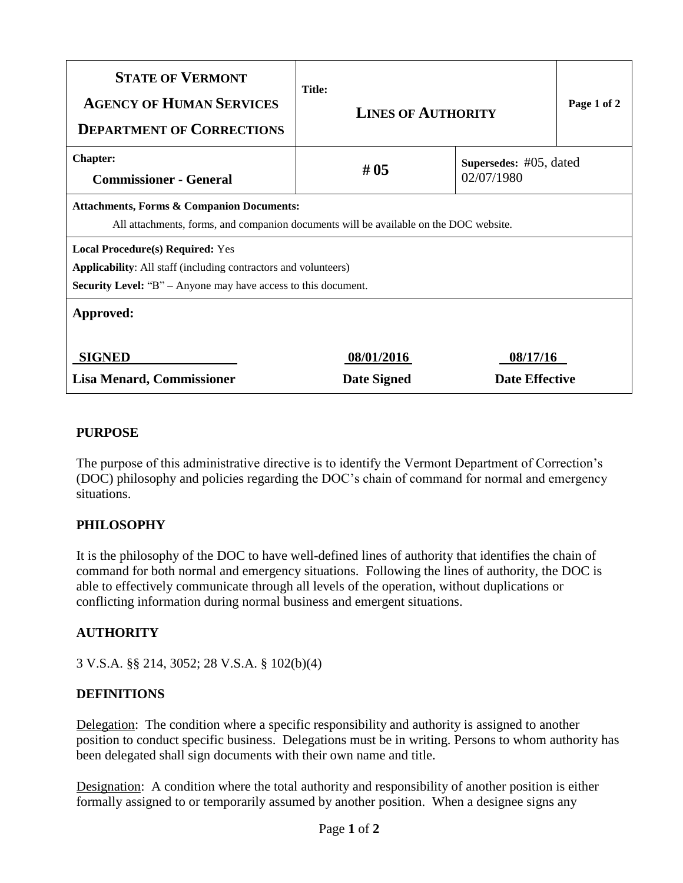| **STATE OF VERMONT**<br>**AGENCY OF HUMAN SERVICES**<br>**DEPARTMENT OF CORRECTIONS** | **Title:**<br>**LINES OF AUTHORITY** | | **Page 1 of 2** |
|---|---|---|---|
| **Chapter:**<br>**Commissioner - General** | **# 05** | **Supersedes:** #05, dated 02/07/1980 | |
| **Attachments, Forms & Companion Documents:**<br>All attachments, forms, and companion documents will be available on the DOC website. | | | |
| **Local Procedure(s) Required:** Yes<br>**Applicability**: All staff (including contractors and volunteers)<br>**Security Level:** "B" – Anyone may have access to this document. | | | |
| **Approved:** | | | |
| **SIGNED**<br>**Lisa Menard, Commissioner** | **08/01/2016**<br>**Date Signed** | **08/17/16**<br>**Date Effective** | |

## PURPOSE

The purpose of this administrative directive is to identify the Vermont Department of Correction's (DOC) philosophy and policies regarding the DOC's chain of command for normal and emergency situations.

## PHILOSOPHY

It is the philosophy of the DOC to have well-defined lines of authority that identifies the chain of command for both normal and emergency situations. Following the lines of authority, the DOC is able to effectively communicate through all levels of the operation, without duplications or conflicting information during normal business and emergent situations.

## AUTHORITY

3 V.S.A. §§ 214, 3052; 28 V.S.A. § 102(b)(4)

## DEFINITIONS

Delegation: The condition where a specific responsibility and authority is assigned to another position to conduct specific business. Delegations must be in writing. Persons to whom authority has been delegated shall sign documents with their own name and title.

Designation: A condition where the total authority and responsibility of another position is either formally assigned to or temporarily assumed by another position. When a designee signs any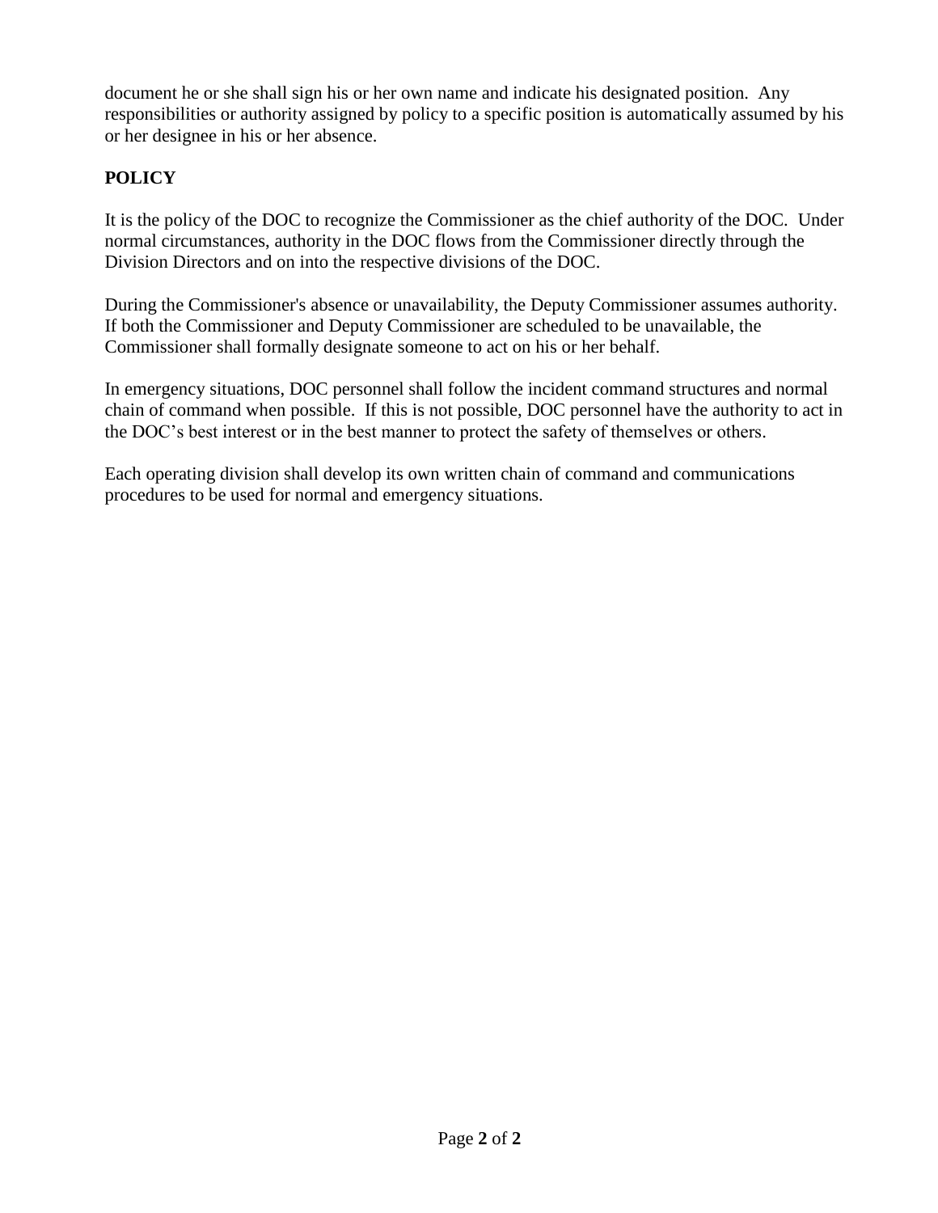document he or she shall sign his or her own name and indicate his designated position. Any responsibilities or authority assigned by policy to a specific position is automatically assumed by his or her designee in his or her absence.

## POLICY

It is the policy of the DOC to recognize the Commissioner as the chief authority of the DOC. Under normal circumstances, authority in the DOC flows from the Commissioner directly through the Division Directors and on into the respective divisions of the DOC.

During the Commissioner's absence or unavailability, the Deputy Commissioner assumes authority. If both the Commissioner and Deputy Commissioner are scheduled to be unavailable, the Commissioner shall formally designate someone to act on his or her behalf.

In emergency situations, DOC personnel shall follow the incident command structures and normal chain of command when possible. If this is not possible, DOC personnel have the authority to act in the DOC's best interest or in the best manner to protect the safety of themselves or others.

Each operating division shall develop its own written chain of command and communications procedures to be used for normal and emergency situations.